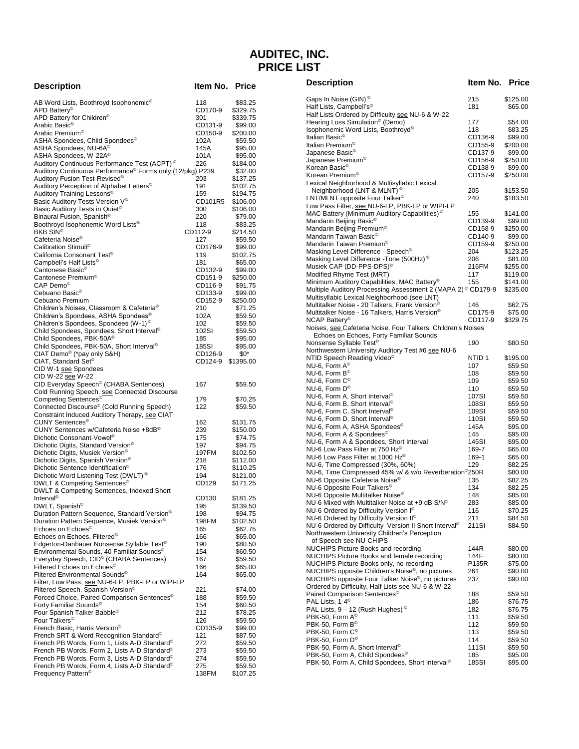# AUDITEC, INC.
# PRICE LIST

| Description | Item No. | Price |
|---|---|---|
| AB Word Lists, Boothroyd Isophonemic© | 118 | $83.25 |
| APD Battery© | CD170-9 | $329.75 |
| APD Battery for Children© | 301 | $339.75 |
| Arabic Basic© | CD131-9 | $99.00 |
| Arabic Premium© | CD150-9 | $200.00 |
| ASHA Spondees, Child Spondees© | 102A | $59.50 |
| ASHA Spondees, NU-6A© | 145A | $95.00 |
| ASHA Spondees, W-22A© | 101A | $95.00 |
| Auditory Continuous Performance Test (ACPT)© | 226 | $184.00 |
| Auditory Continuous Performance© Forms only (12/pkg) | P239 | $32.00 |
| Auditory Fusion Test-Revised© | 203 | $137.25 |
| Auditory Perception of Alphabet Letters© | 191 | $102.75 |
| Auditory Training Lessons© | 159 | $194.75 |
| Basic Auditory Tests Version V© | CD101R5 | $106.00 |
| Basic Auditory Tests in Quiet© | 300 | $106.00 |
| Binaural Fusion, Spanish© | 220 | $79.00 |
| Boothroyd Isophonemic Word Lists© | 118 | $83.25 |
| BKB SIN© | CD112-9 | $214.50 |
| Cafeteria Noise© | 127 | $59.50 |
| Calibration Stimuli© | CD176-9 | $99.00 |
| California Consonant Test© | 119 | $102.75 |
| Campbell's Half Lists© | 181 | $65.00 |
| Cantonese Basic© | CD132-9 | $99.00 |
| Cantonese Premium© | CD151-9 | $250.00 |
| CAP Demo© | CD116-9 | $91.75 |
| Cebuano Basic© | CD133-9 | $99.00 |
| Cebuano Premium | CD152-9 | $250.00 |
| Children's Noises, Classroom & Cafeteria© | 210 | $71.25 |
| Children's Spondees, ASHA Spondees© | 102A | $59.50 |
| Children's Spondees, Spondees (W-1)© | 102 | $59.50 |
| Child Spondees, Spondees, Short Interval© | 102SI | $59.50 |
| Child Spondees, PBK-50A© | 185 | $95.00 |
| Child Spondees, PBK-50A, Short Interval© | 185SI | $95.00 |
| CIAT Demo© (*pay only S&H) | CD126-9 | $0* |
| CIAT, Standard Set© | CD124-9 | $1395.00 |
| CID W-1 see Spondees | | |
| CID W-22 see W-22 | | |
| CID Everyday Speech© (CHABA Sentences) | 167 | $59.50 |
| Cold Running Speech, see Connected Discourse | | |
| Competing Sentences© | 179 | $70.25 |
| Connected Discourse© (Cold Running Speech) | 122 | $59.50 |
| Constraint Induced Auditory Therapy, see CIAT | | |
| CUNY Sentences© | 162 | $131.75 |
| CUNY Sentences w/Cafeteria Noise +8dB© | 239 | $150.00 |
| Dichotic Consonant-Vowel© | 175 | $74.75 |
| Dichotic Digits, Standard Version© | 197 | $94.75 |
| Dichotic Digits, Musiek Version© | 197FM | $102.50 |
| Dichotic Digits, Spanish Version© | 218 | $112.00 |
| Dichotic Sentence Identification© | 176 | $110.25 |
| Dichotic Word Listening Test (DWLT)© | 194 | $121.00 |
| DWLT & Competing Sentences© | CD129 | $171.25 |
| DWLT & Competing Sentences, Indexed Short Interval© | CD130 | $181.25 |
| DWLT, Spanish© | 195 | $139.50 |
| Duration Pattern Sequence, Standard Version© | 198 | $94.75 |
| Duration Pattern Sequence, Musiek Version© | 198FM | $102.50 |
| Echoes on Echoes© | 165 | $62.75 |
| Echoes on Echoes, Filtered© | 166 | $65.00 |
| Edgerton-Danhauer Nonsense Syllable Test© | 190 | $80.50 |
| Environmental Sounds, 40 Familiar Sounds© | 154 | $60.50 |
| Everyday Speech, CID© (CHABA Sentences) | 167 | $59.50 |
| Filtered Echoes on Echoes© | 166 | $65.00 |
| Filtered Environmental Sounds© | 164 | $65.00 |
| Filter, Low Pass, see NU-6-LP, PBK-LP or WIPI-LP | | |
| Filtered Speech, Spanish Version© | 221 | $74.00 |
| Forced Choice, Paired Comparison Sentences© | 188 | $59.50 |
| Forty Familiar Sounds© | 154 | $60.50 |
| Four Spanish Talker Babble© | 212 | $78.25 |
| Four Talkers© | 126 | $59.50 |
| French Basic, Harris Version© | CD135-9 | $99.00 |
| French SRT & Word Recognition Standard© | 121 | $87.50 |
| French PB Words, Form 1, Lists A-D Standard© | 272 | $59.50 |
| French PB Words, Form 2, Lists A-D Standard© | 273 | $59.50 |
| French PB Words, Form 3, Lists A-D Standard© | 274 | $59.50 |
| French PB Words, Form 4, Lists A-D Standard© | 275 | $59.50 |
| Frequency Pattern© | 138FM | $107.25 |
| Gaps In Noise (GIN)© | 215 | $125.00 |
| Half Lists, Campbell's© | 181 | $65.00 |
| Half Lists Ordered by Difficulty see NU-6 & W-22 | | |
| Hearing Loss Simulation© (Demo) | 177 | $54.00 |
| Isophonemic Word Lists, Boothroyd© | 118 | $83.25 |
| Italian Basic© | CD136-9 | $99.00 |
| Italian Premium© | CD155-9 | $200.00 |
| Japanese Basic© | CD137-9 | $99.00 |
| Japanese Premium© | CD156-9 | $250.00 |
| Korean Basic© | CD138-9 | $99.00 |
| Korean Premium© | CD157-9 | $250.00 |
| Lexical Neighborhood & Multisyllabic Lexical Neighborhood (LNT & MLNT)© | 205 | $153.50 |
| LNT/MLNT opposite Four Talker© | 240 | $183.50 |
| Low Pass Filter, see NU-6-LP, PBK-LP or WIPI-LP | | |
| MAC Battery (Minimum Auditory Capabilities)© | 155 | $141.00 |
| Mandarin Beijing Basic© | CD139-9 | $99.00 |
| Mandarin Beijing Premium© | CD158-9 | $250.00 |
| Mandarin Taiwan Basic© | CD140-9 | $99.00 |
| Mandarin Taiwan Premium© | CD159-9 | $250.00 |
| Masking Level Difference - Speech© | 204 | $123.25 |
| Masking Level Difference -Tone (500Hz)© | 206 | $81.00 |
| Musiek CAP (DD-PPS-DPS)© | 216FM | $255.00 |
| Modified Rhyme Test (MRT) | 117 | $119.00 |
| Minimum Auditory Capabilities, MAC Battery© | 155 | $141.00 |
| Multiple Auditory Processing Assessment 2 (MAPA 2)© | CD179-9 | $235.00 |
| Multisyllabic Lexical Neighborhood (see LNT) | | |
| Multitalker Noise - 20 Talkers, Frank Version© | 146 | $62.75 |
| Multitalker Noise - 16 Talkers, Harris Version© | CD175-9 | $75.00 |
| NCAP Battery© | CD117-9 | $329.75 |
| Noises, see Cafeteria Noise, Four Talkers, Children's Noises Echoes on Echoes, Forty Familiar Sounds | | |
| Nonsense Syllable Test© | 190 | $80.50 |
| Northwestern University Auditory Test #6 see NU-6 | | |
| NTID Speech Reading Video© | NTID 1 | $195.00 |
| NU-6, Form A© | 107 | $59.50 |
| NU-6, Form B© | 108 | $59.50 |
| NU-6, Form C© | 109 | $59.50 |
| NU-6, Form D© | 110 | $59.50 |
| NU-6, Form A, Short Interval© | 107SI | $59.50 |
| NU-6, Form B, Short Interval© | 108SI | $59.50 |
| NU-6, Form C, Short Interval© | 109SI | $59.50 |
| NU-6, Form D, Short Interval© | 110SI | $59.50 |
| NU-6, Form A, ASHA Spondees© | 145A | $95.00 |
| NU-6, Form A & Spondees© | 145 | $95.00 |
| NU-6, Form A & Spondees, Short Interval | 145SI | $95.00 |
| NU-6 Low Pass Filter at 750 Hz© | 169-7 | $65.00 |
| NU-6 Low Pass Filter at 1000 Hz© | 169-1 | $65.00 |
| NU-6, Time Compressed (30%, 60%) | 129 | $82.25 |
| NU-6, Time Compressed 45% w/ & w/o Reverberation© | 250R | $80.00 |
| NU-6 Opposite Cafeteria Noise© | 135 | $82.25 |
| NU-6 Opposite Four Talkers© | 134 | $82.25 |
| NU-6 Opposite Multitalker Noise© | 148 | $85.00 |
| NU-6 Mixed with Multitalker Noise at +9 dB S/N© | 283 | $85.00 |
| NU-6 Ordered by Difficulty Version I© | 116 | $70.25 |
| NU-6 Ordered by Difficulty Version II© | 211 | $84.50 |
| NU-6 Ordered by Difficulty Version II Short Interval© | 211SI | $84.50 |
| Northwestern University Children's Perception of Speech see NU-CHIPS | | |
| NUCHIPS Picture Books and recording | 144R | $80.00 |
| NUCHIPS Picture Books and female recording | 144F | $80.00 |
| NUCHIPS Picture Books only, no recording | P135R | $75.00 |
| NUCHIPS opposite Children's Noise©, no pictures | 261 | $90.00 |
| NUCHIPS opposite Four Talker Noise©, no pictures | 237 | $90.00 |
| Ordered by Difficulty, Half Lists see NU-6 & W-22 | | |
| Paired Comparison Sentences© | 188 | $59.50 |
| PAL Lists, 1-4© | 186 | $76.75 |
| PAL Lists, 9 – 12 (Rush Hughes)© | 182 | $76.75 |
| PBK-50, Form A© | 111 | $59.50 |
| PBK-50, Form B© | 112 | $59.50 |
| PBK-50, Form C© | 113 | $59.50 |
| PBK-50, Form D© | 114 | $59.50 |
| PBK-50, Form A, Short Interval© | 111SI | $59.50 |
| PBK-50, Form A, Child Spondees© | 185 | $95.00 |
| PBK-50, Form A, Child Spondees, Short Interval© | 185SI | $95.00 |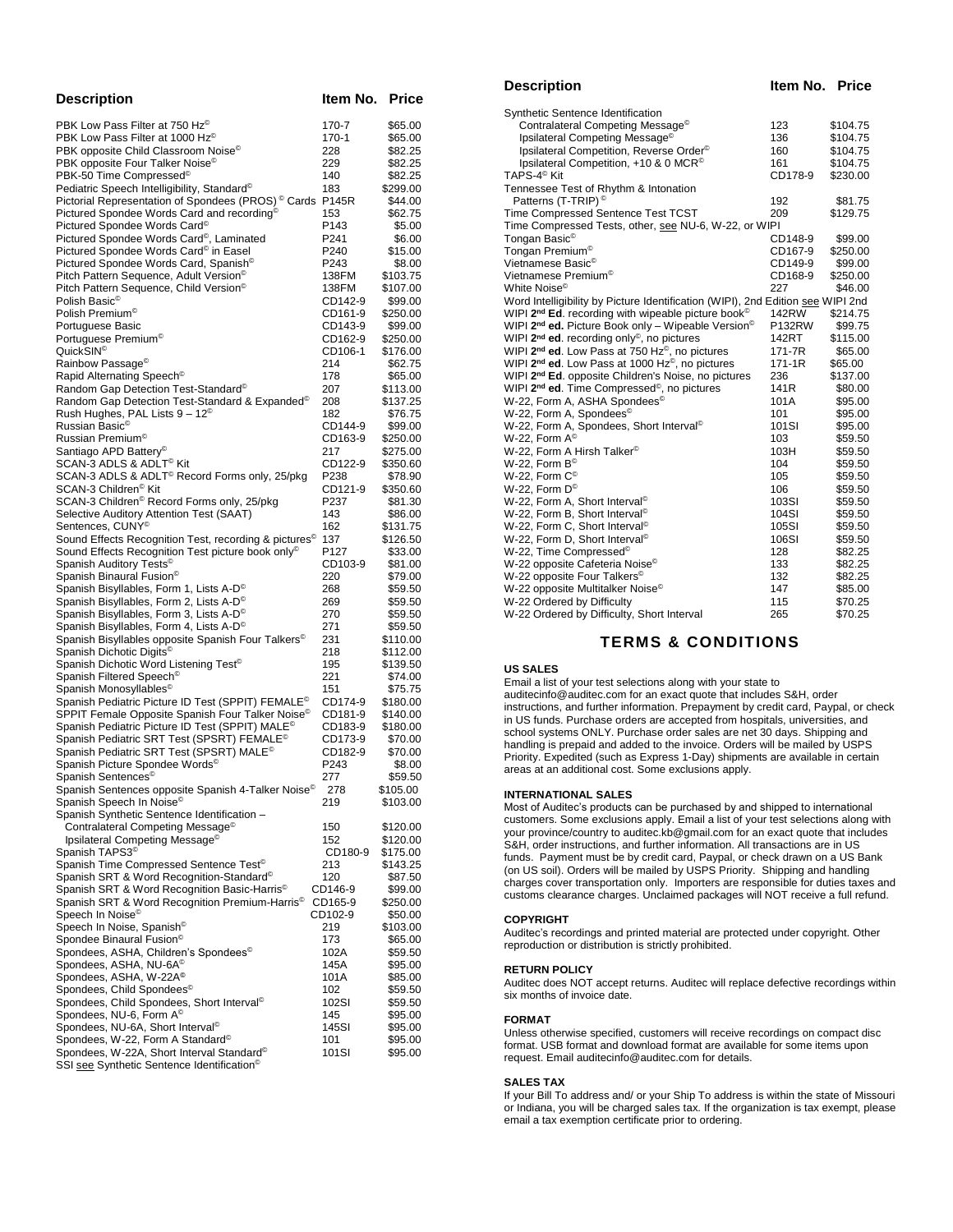| Description | Item No. | Price |
|---|---|---|
| PBK Low Pass Filter at 750 Hz© | 170-7 | $65.00 |
| PBK Low Pass Filter at 1000 Hz© | 170-1 | $65.00 |
| PBK opposite Child Classroom Noise© | 228 | $82.25 |
| PBK opposite Four Talker Noise© | 229 | $82.25 |
| PBK-50 Time Compressed© | 140 | $82.25 |
| Pediatric Speech Intelligibility, Standard© | 183 | $299.00 |
| Pictorial Representation of Spondees (PROS) © Cards | P145R | $44.00 |
| Pictured Spondee Words Card and recording© | 153 | $62.75 |
| Pictured Spondee Words Card© | P143 | $5.00 |
| Pictured Spondee Words Card©, Laminated | P241 | $6.00 |
| Pictured Spondee Words Card© in Easel | P240 | $15.00 |
| Pictured Spondee Words Card, Spanish© | P243 | $8.00 |
| Pitch Pattern Sequence, Adult Version© | 138FM | $103.75 |
| Pitch Pattern Sequence, Child Version© | 138FM | $107.00 |
| Polish Basic© | CD142-9 | $99.00 |
| Polish Premium© | CD161-9 | $250.00 |
| Portuguese Basic | CD143-9 | $99.00 |
| Portuguese Premium© | CD162-9 | $250.00 |
| QuickSIN© | CD106-1 | $176.00 |
| Rainbow Passage© | 214 | $62.75 |
| Rapid Alternating Speech© | 178 | $65.00 |
| Random Gap Detection Test-Standard© | 207 | $113.00 |
| Random Gap Detection Test-Standard & Expanded© | 208 | $137.25 |
| Rush Hughes, PAL Lists 9 – 12© | 182 | $76.75 |
| Russian Basic© | CD144-9 | $99.00 |
| Russian Premium© | CD163-9 | $250.00 |
| Santiago APD Battery© | 217 | $275.00 |
| SCAN-3 ADLS & ADLT© Kit | CD122-9 | $350.60 |
| SCAN-3 ADLS & ADLT© Record Forms only, 25/pkg | P238 | $78.90 |
| SCAN-3 Children© Kit | CD121-9 | $350.60 |
| SCAN-3 Children© Record Forms only, 25/pkg | P237 | $81.30 |
| Selective Auditory Attention Test (SAAT) | 143 | $86.00 |
| Sentences, CUNY© | 162 | $131.75 |
| Sound Effects Recognition Test, recording & pictures© | 137 | $126.50 |
| Sound Effects Recognition Test picture book only© | P127 | $33.00 |
| Spanish Auditory Tests© | CD103-9 | $81.00 |
| Spanish Binaural Fusion© | 220 | $79.00 |
| Spanish Bisyllables, Form 1, Lists A-D© | 268 | $59.50 |
| Spanish Bisyllables, Form 2, Lists A-D© | 269 | $59.50 |
| Spanish Bisyllables, Form 3, Lists A-D© | 270 | $59.50 |
| Spanish Bisyllables, Form 4, Lists A-D© | 271 | $59.50 |
| Spanish Bisyllables opposite Spanish Four Talkers© | 231 | $110.00 |
| Spanish Dichotic Digits© | 218 | $112.00 |
| Spanish Dichotic Word Listening Test© | 195 | $139.50 |
| Spanish Filtered Speech© | 221 | $74.00 |
| Spanish Monosyllables© | 151 | $75.75 |
| Spanish Pediatric Picture ID Test (SPPIT) FEMALE© | CD174-9 | $180.00 |
| SPPIT Female Opposite Spanish Four Talker Noise© | CD181-9 | $140.00 |
| Spanish Pediatric Picture ID Test (SPPIT) MALE© | CD183-9 | $180.00 |
| Spanish Pediatric SRT Test (SPSRT) FEMALE© | CD173-9 | $70.00 |
| Spanish Pediatric SRT Test (SPSRT) MALE© | CD182-9 | $70.00 |
| Spanish Picture Spondee Words© | P243 | $8.00 |
| Spanish Sentences© | 277 | $59.50 |
| Spanish Sentences opposite Spanish 4-Talker Noise© | 278 | $105.00 |
| Spanish Speech In Noise© | 219 | $103.00 |
| Spanish Synthetic Sentence Identification – | | |
| Contralateral Competing Message© | 150 | $120.00 |
| Ipsilateral Competing Message© | 152 | $120.00 |
| Spanish TAPS3© | CD180-9 | $175.00 |
| Spanish Time Compressed Sentence Test© | 213 | $143.25 |
| Spanish SRT & Word Recognition-Standard© | 120 | $87.50 |
| Spanish SRT & Word Recognition Basic-Harris© | CD146-9 | $99.00 |
| Spanish SRT & Word Recognition Premium-Harris© | CD165-9 | $250.00 |
| Speech In Noise© | CD102-9 | $50.00 |
| Speech In Noise, Spanish© | 219 | $103.00 |
| Spondee Binaural Fusion© | 173 | $65.00 |
| Spondees, ASHA, Children's Spondees© | 102A | $59.50 |
| Spondees, ASHA, NU-6A© | 145A | $95.00 |
| Spondees, ASHA, W-22A® | 101A | $85.00 |
| Spondees, Child Spondees© | 102 | $59.50 |
| Spondees, Child Spondees, Short Interval© | 102SI | $59.50 |
| Spondees, NU-6, Form A© | 145 | $95.00 |
| Spondees, NU-6A, Short Interval© | 145SI | $95.00 |
| Spondees, W-22, Form A Standard© | 101 | $95.00 |
| Spondees, W-22A, Short Interval Standard© | 101SI | $95.00 |
| SSI see Synthetic Sentence Identification© | | |

| Description | Item No. | Price |
|---|---|---|
| Synthetic Sentence Identification | | |
| Contralateral Competing Message© | 123 | $104.75 |
| Ipsilateral Competing Message© | 136 | $104.75 |
| Ipsilateral Competition, Reverse Order© | 160 | $104.75 |
| Ipsilateral Competition, +10 & 0 MCR© | 161 | $104.75 |
| TAPS-4© Kit | CD178-9 | $230.00 |
| Tennessee Test of Rhythm & Intonation Patterns (T-TRIP)© | 192 | $81.75 |
| Time Compressed Sentence Test TCST | 209 | $129.75 |
| Time Compressed Tests, other, see NU-6, W-22, or WIPI | | |
| Tongan Basic© | CD148-9 | $99.00 |
| Tongan Premium© | CD167-9 | $250.00 |
| Vietnamese Basic© | CD149-9 | $99.00 |
| Vietnamese Premium© | CD168-9 | $250.00 |
| White Noise© | 227 | $46.00 |
| Word Intelligibility by Picture Identification (WIPI), 2nd Edition see WIPI 2nd | | |
| WIPI **2nd Ed**. recording with wipeable picture book© | 142RW | $214.75 |
| WIPI **2nd ed.** Picture Book only – Wipeable Version© | P132RW | $99.75 |
| WIPI **2nd ed**. recording only©, no pictures | 142RT | $115.00 |
| WIPI **2nd ed**. Low Pass at 750 Hz©, no pictures | 171-7R | $65.00 |
| WIPI **2nd ed**. Low Pass at 1000 Hz©, no pictures | 171-1R | $65.00 |
| WIPI **2nd Ed**. opposite Children's Noise, no pictures | 236 | $137.00 |
| WIPI **2nd Ed**. Time Compressed©, no pictures | 141R | $80.00 |
| W-22, Form A, ASHA Spondees© | 101A | $95.00 |
| W-22, Form A, Spondees© | 101 | $95.00 |
| W-22, Form A, Spondees, Short Interval© | 101SI | $95.00 |
| W-22, Form A© | 103 | $59.50 |
| W-22, Form A Hirsh Talker© | 103H | $59.50 |
| W-22, Form B© | 104 | $59.50 |
| W-22, Form C© | 105 | $59.50 |
| W-22, Form D© | 106 | $59.50 |
| W-22, Form A, Short Interval© | 103SI | $59.50 |
| W-22, Form B, Short Interval© | 104SI | $59.50 |
| W-22, Form C, Short Interval© | 105SI | $59.50 |
| W-22, Form D, Short Interval© | 106SI | $59.50 |
| W-22, Time Compressed© | 128 | $82.25 |
| W-22 opposite Cafeteria Noise© | 133 | $82.25 |
| W-22 opposite Four Talkers© | 132 | $82.25 |
| W-22 opposite Multitalker Noise© | 147 | $85.00 |
| W-22 Ordered by Difficulty | 115 | $70.25 |
| W-22 Ordered by Difficulty, Short Interval | 265 | $70.25 |

## TERMS & CONDITIONS

**US SALES**

Email a list of your test selections along with your state to auditecinfo@auditec.com for an exact quote that includes S&H, order instructions, and further information. Prepayment by credit card, Paypal, or check in US funds. Purchase orders are accepted from hospitals, universities, and school systems ONLY. Purchase order sales are net 30 days. Shipping and handling is prepaid and added to the invoice. Orders will be mailed by USPS Priority. Expedited (such as Express 1-Day) shipments are available in certain areas at an additional cost. Some exclusions apply.

**INTERNATIONAL SALES**

Most of Auditec's products can be purchased by and shipped to international customers. Some exclusions apply. Email a list of your test selections along with your province/country to auditec.kb@gmail.com for an exact quote that includes S&H, order instructions, and further information. All transactions are in US funds. Payment must be by credit card, Paypal, or check drawn on a US Bank (on US soil). Orders will be mailed by USPS Priority. Shipping and handling charges cover transportation only. Importers are responsible for duties taxes and customs clearance charges. Unclaimed packages will NOT receive a full refund.

**COPYRIGHT**

Auditec's recordings and printed material are protected under copyright. Other reproduction or distribution is strictly prohibited.

**RETURN POLICY**

Auditec does NOT accept returns. Auditec will replace defective recordings within six months of invoice date.

**FORMAT**

Unless otherwise specified, customers will receive recordings on compact disc format. USB format and download format are available for some items upon request. Email auditecinfo@auditec.com for details.

**SALES TAX**

If your Bill To address and/ or your Ship To address is within the state of Missouri or Indiana, you will be charged sales tax. If the organization is tax exempt, please email a tax exemption certificate prior to ordering.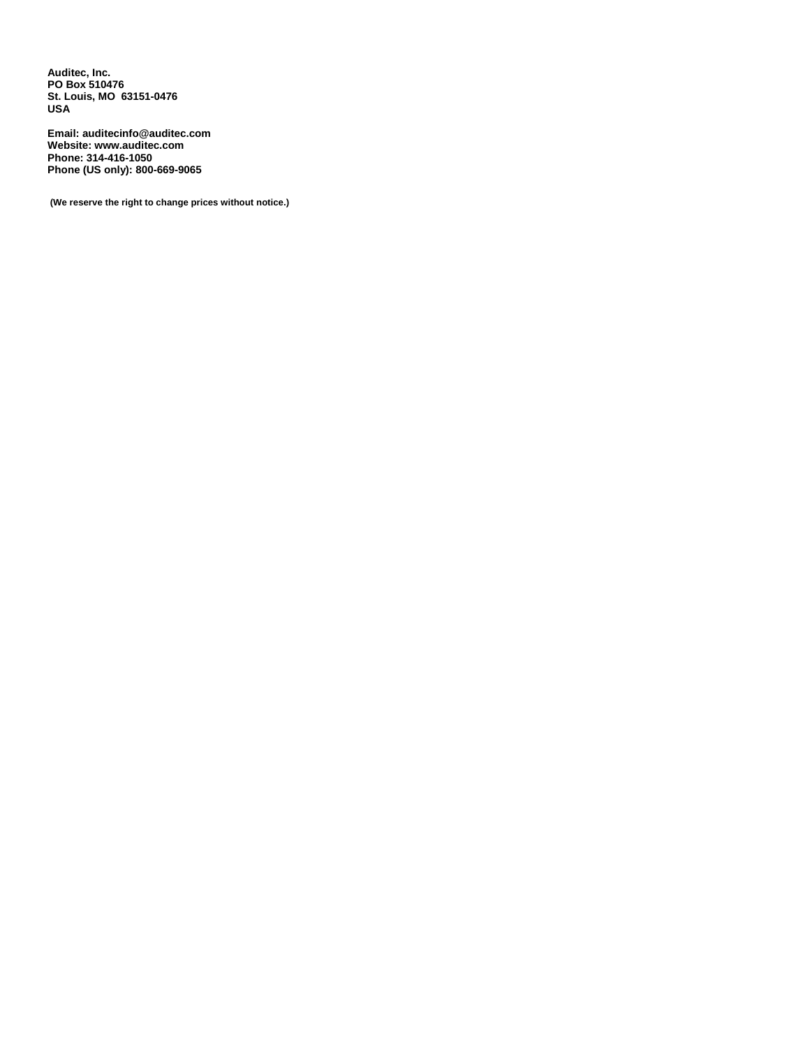**Auditec, Inc.**
**PO Box 510476**
**St. Louis, MO 63151-0476**
**USA**

**Email: auditecinfo@auditec.com**
**Website: www.auditec.com**
**Phone: 314-416-1050**
**Phone (US only): 800-669-9065**

**(We reserve the right to change prices without notice.)**